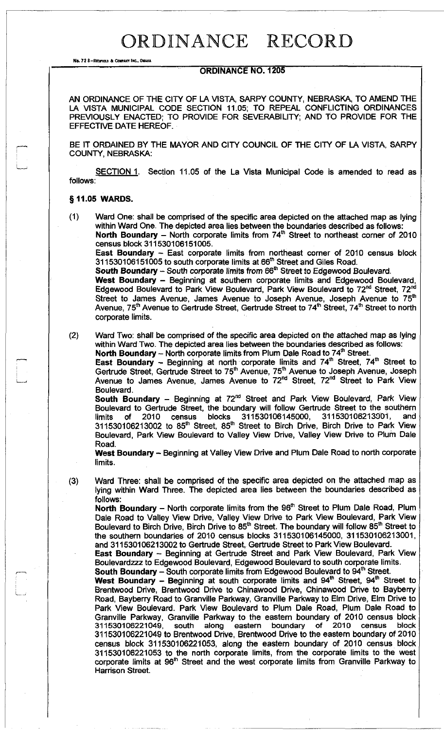# ORDINANCE RECORD

No. 72 8—REDFIELD & COMPANY INC., OMAHA

## ORDINANCE NO. 1205

AN ORDINANCE OF THE CITY OF LA VISTA, SARPY COUNTY, NEBRASKA, TO AMEND THE LA VISTA MUNICIPAL CODE SECTION 11.05; TO REPEAL CONFLICTING ORDINANCES PREVIOUSLY ENACTED; TO PROVIDE FOR SEVERABILITY; AND TO PROVIDE FOR THE EFFECTIVE DATE HEREOF.

BE IT ORDAINED BY THE MAYOR AND CITY COUNCIL OF THE CITY OF LA VISTA, SARPY COUNTY, NEBRASKA:

SECTION 1. Section 11.05 of the La Vista Municipal Code is amended to read as follows:

### § 11.05 WARDS.

(1) Ward One: shall be comprised of the specific area depicted on the attached map as lying within Ward One. The depicted area lies between the boundaries described as follows:
**North Boundary** – North corporate limits from 74th Street to northeast corner of 2010 census block 311530106151005.
**East Boundary** – East corporate limits from northeast corner of 2010 census block 311530106151005 to south corporate limits at 66th Street and Giles Road.
**South Boundary** – South corporate limits from 66th Street to Edgewood Boulevard.
**West Boundary** – Beginning at southern corporate limits and Edgewood Boulevard, Edgewood Boulevard to Park View Boulevard, Park View Boulevard to 72nd Street, 72nd Street to James Avenue, James Avenue to Joseph Avenue, Joseph Avenue to 75th Avenue, 75th Avenue to Gertrude Street, Gertrude Street to 74th Street, 74th Street to north corporate limits.

(2) Ward Two: shall be comprised of the specific area depicted on the attached map as lying within Ward Two. The depicted area lies between the boundaries described as follows:
**North Boundary** – North corporate limits from Plum Dale Road to 74th Street.
**East Boundary** – Beginning at north corporate limits and 74th Street, 74th Street to Gertrude Street, Gertrude Street to 75th Avenue, 75th Avenue to Joseph Avenue, Joseph Avenue to James Avenue, James Avenue to 72nd Street, 72nd Street to Park View Boulevard.
**South Boundary** – Beginning at 72nd Street and Park View Boulevard, Park View Boulevard to Gertrude Street, the boundary will follow Gertrude Street to the southern limits of 2010 census blocks 311530106145000, 311530106213001, and 311530106213002 to 85th Street, 85th Street to Birch Drive, Birch Drive to Park View Boulevard, Park View Boulevard to Valley View Drive, Valley View Drive to Plum Dale Road.
**West Boundary** – Beginning at Valley View Drive and Plum Dale Road to north corporate limits.

(3) Ward Three: shall be comprised of the specific area depicted on the attached map as lying within Ward Three. The depicted area lies between the boundaries described as follows:
**North Boundary** – North corporate limits from the 96th Street to Plum Dale Road, Plum Dale Road to Valley View Drive, Valley View Drive to Park View Boulevard, Park View Boulevard to Birch Drive, Birch Drive to 85th Street. The boundary will follow 85th Street to the southern boundaries of 2010 census blocks 311530106145000, 311530106213001, and 311530106213002 to Gertrude Street, Gertrude Street to Park View Boulevard.
**East Boundary** – Beginning at Gertrude Street and Park View Boulevard, Park View Boulevardzzz to Edgewood Boulevard, Edgewood Boulevard to south corporate limits.
**South Boundary** – South corporate limits from Edgewood Boulevard to 94th Street.
**West Boundary** – Beginning at south corporate limits and 94th Street, 94th Street to Brentwood Drive, Brentwood Drive to Chinawood Drive, Chinawood Drive to Bayberry Road, Bayberry Road to Granville Parkway, Granville Parkway to Elm Drive, Elm Drive to Park View Boulevard. Park View Boulevard to Plum Dale Road, Plum Dale Road to Granville Parkway, Granville Parkway to the eastern boundary of 2010 census block 311530106221049, south along eastern boundary of 2010 census block 311530106221049 to Brentwood Drive, Brentwood Drive to the eastern boundary of 2010 census block 311530106221053, along the eastern boundary of 2010 census block 311530106221053 to the north corporate limits, from the corporate limits to the west corporate limits at 96th Street and the west corporate limits from Granville Parkway to Harrison Street.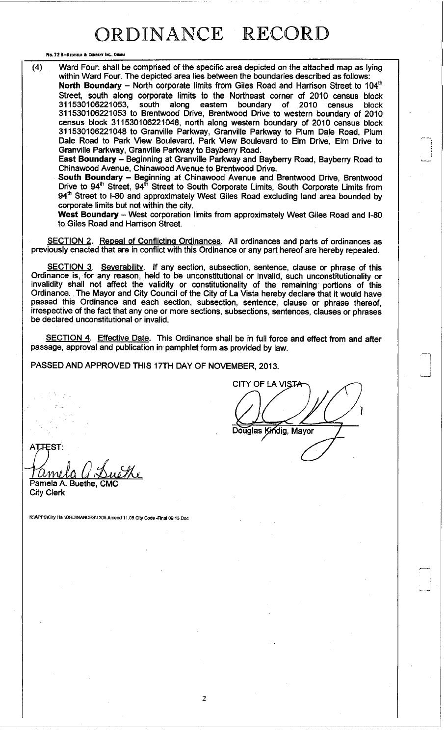# ORDINANCE RECORD

No. 72 8—REDFIELD & COMPANY INC., OMAHA

(4) Ward Four: shall be comprised of the specific area depicted on the attached map as lying within Ward Four. The depicted area lies between the boundaries described as follows:

**North Boundary** – North corporate limits from Giles Road and Harrison Street to 104th Street, south along corporate limits to the Northeast corner of 2010 census block 311530106221053, south along eastern boundary of 2010 census block 311530106221053 to Brentwood Drive, Brentwood Drive to western boundary of 2010 census block 311530106221048, north along western boundary of 2010 census block 311530106221048 to Granville Parkway, Granville Parkway to Plum Dale Road, Plum Dale Road to Park View Boulevard, Park View Boulevard to Elm Drive, Elm Drive to Granville Parkway, Granville Parkway to Bayberry Road.

**East Boundary** – Beginning at Granville Parkway and Bayberry Road, Bayberry Road to Chinawood Avenue, Chinawood Avenue to Brentwood Drive.

**South Boundary** – Beginning at Chinawood Avenue and Brentwood Drive, Brentwood Drive to 94th Street, 94th Street to South Corporate Limits, South Corporate Limits from 94th Street to I-80 and approximately West Giles Road excluding land area bounded by corporate limits but not within the city.

**West Boundary** – West corporation limits from approximately West Giles Road and I-80 to Giles Road and Harrison Street.

SECTION 2. Repeal of Conflicting Ordinances. All ordinances and parts of ordinances as previously enacted that are in conflict with this Ordinance or any part hereof are hereby repealed.

SECTION 3. Severability. If any section, subsection, sentence, clause or phrase of this Ordinance is, for any reason, held to be unconstitutional or invalid, such unconstitutionality or invalidity shall not affect the validity or constitutionality of the remaining portions of this Ordinance. The Mayor and City Council of the City of La Vista hereby declare that it would have passed this Ordinance and each section, subsection, sentence, clause or phrase thereof, irrespective of the fact that any one or more sections, subsections, sentences, clauses or phrases be declared unconstitutional or invalid.

SECTION 4. Effective Date. This Ordinance shall be in full force and effect from and after passage, approval and publication in pamphlet form as provided by law.

PASSED AND APPROVED THIS 17TH DAY OF NOVEMBER, 2013.

CITY OF LA VISTA

Douglas Kindig, Mayor

ATTEST:

Pamela A. Buethe, CMC
City Clerk

K:\APPS\City Hall\ORDINANCES\1205 Amend 11.05 City Code -Final 09.13.Doc